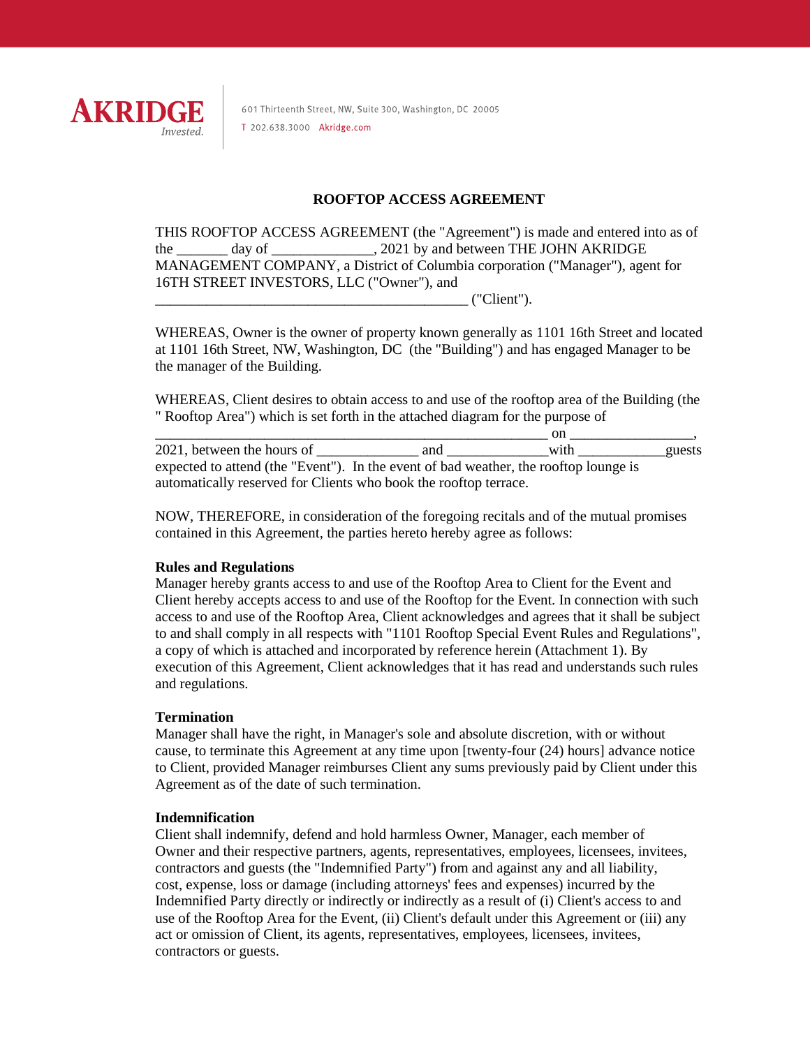**AKRIDGE**
*Invested.*

601 Thirteenth Street, NW, Suite 300, Washington, DC 20005
T 202.638.3000 Akridge.com

# ROOFTOP ACCESS AGREEMENT

THIS ROOFTOP ACCESS AGREEMENT (the "Agreement") is made and entered into as of the _______ day of ______________, 2021 by and between THE JOHN AKRIDGE MANAGEMENT COMPANY, a District of Columbia corporation ("Manager"), agent for 16TH STREET INVESTORS, LLC ("Owner"), and _____________________________________________ ("Client").

WHEREAS, Owner is the owner of property known generally as 1101 16th Street and located at 1101 16th Street, NW, Washington, DC (the "Building") and has engaged Manager to be the manager of the Building.

WHEREAS, Client desires to obtain access to and use of the rooftop area of the Building (the " Rooftop Area") which is set forth in the attached diagram for the purpose of _________________________________________________________ on _________________, 2021, between the hours of ______________ and ______________with ____________guests expected to attend (the "Event"). In the event of bad weather, the rooftop lounge is automatically reserved for Clients who book the rooftop terrace.

NOW, THEREFORE, in consideration of the foregoing recitals and of the mutual promises contained in this Agreement, the parties hereto hereby agree as follows:

**Rules and Regulations**
Manager hereby grants access to and use of the Rooftop Area to Client for the Event and Client hereby accepts access to and use of the Rooftop for the Event. In connection with such access to and use of the Rooftop Area, Client acknowledges and agrees that it shall be subject to and shall comply in all respects with "1101 Rooftop Special Event Rules and Regulations", a copy of which is attached and incorporated by reference herein (Attachment 1). By execution of this Agreement, Client acknowledges that it has read and understands such rules and regulations.

**Termination**
Manager shall have the right, in Manager's sole and absolute discretion, with or without cause, to terminate this Agreement at any time upon [twenty-four (24) hours] advance notice to Client, provided Manager reimburses Client any sums previously paid by Client under this Agreement as of the date of such termination.

**Indemnification**
Client shall indemnify, defend and hold harmless Owner, Manager, each member of Owner and their respective partners, agents, representatives, employees, licensees, invitees, contractors and guests (the "Indemnified Party") from and against any and all liability, cost, expense, loss or damage (including attorneys' fees and expenses) incurred by the Indemnified Party directly or indirectly or indirectly as a result of (i) Client's access to and use of the Rooftop Area for the Event, (ii) Client's default under this Agreement or (iii) any act or omission of Client, its agents, representatives, employees, licensees, invitees, contractors or guests.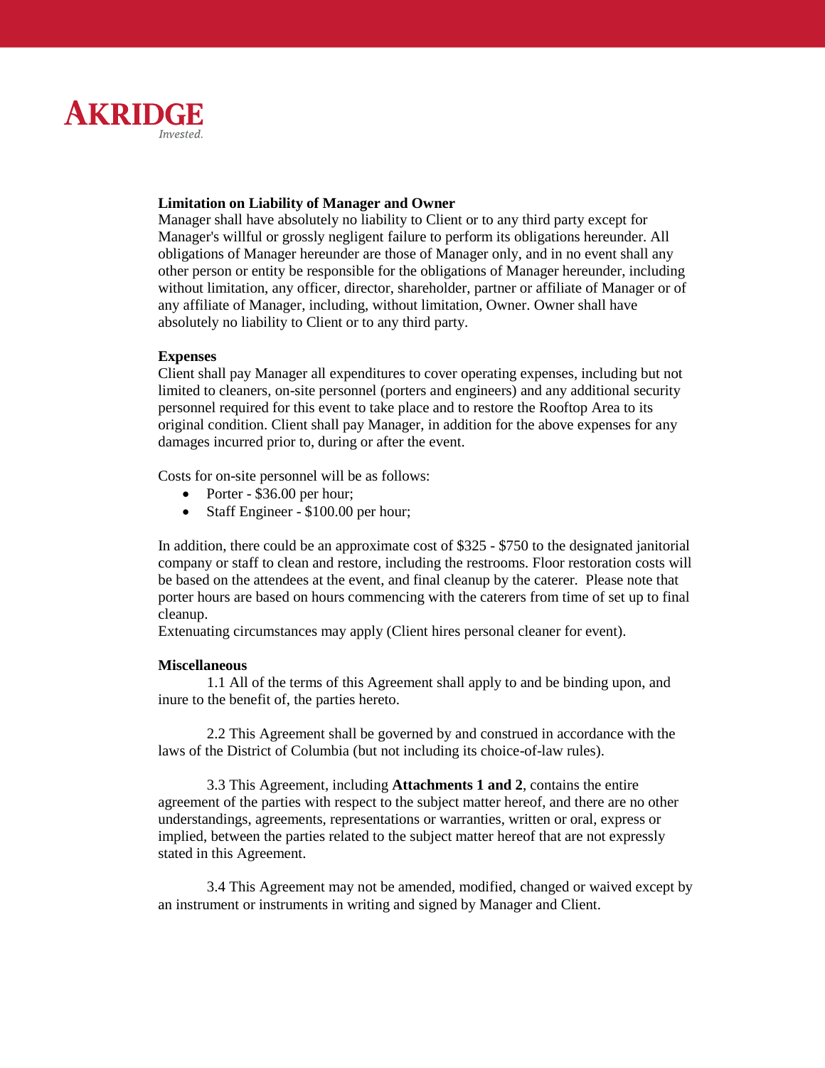**Limitation on Liability of Manager and Owner**
Manager shall have absolutely no liability to Client or to any third party except for Manager's willful or grossly negligent failure to perform its obligations hereunder. All obligations of Manager hereunder are those of Manager only, and in no event shall any other person or entity be responsible for the obligations of Manager hereunder, including without limitation, any officer, director, shareholder, partner or affiliate of Manager or of any affiliate of Manager, including, without limitation, Owner. Owner shall have absolutely no liability to Client or to any third party.

**Expenses**
Client shall pay Manager all expenditures to cover operating expenses, including but not limited to cleaners, on-site personnel (porters and engineers) and any additional security personnel required for this event to take place and to restore the Rooftop Area to its original condition. Client shall pay Manager, in addition for the above expenses for any damages incurred prior to, during or after the event.

Costs for on-site personnel will be as follows:

- Porter - $36.00 per hour;
- Staff Engineer - $100.00 per hour;

In addition, there could be an approximate cost of $325 - $750 to the designated janitorial company or staff to clean and restore, including the restrooms. Floor restoration costs will be based on the attendees at the event, and final cleanup by the caterer. Please note that porter hours are based on hours commencing with the caterers from time of set up to final cleanup.
Extenuating circumstances may apply (Client hires personal cleaner for event).

**Miscellaneous**

1.1 All of the terms of this Agreement shall apply to and be binding upon, and inure to the benefit of, the parties hereto.

2.2 This Agreement shall be governed by and construed in accordance with the laws of the District of Columbia (but not including its choice-of-law rules).

3.3 This Agreement, including **Attachments 1 and 2**, contains the entire agreement of the parties with respect to the subject matter hereof, and there are no other understandings, agreements, representations or warranties, written or oral, express or implied, between the parties related to the subject matter hereof that are not expressly stated in this Agreement.

3.4 This Agreement may not be amended, modified, changed or waived except by an instrument or instruments in writing and signed by Manager and Client.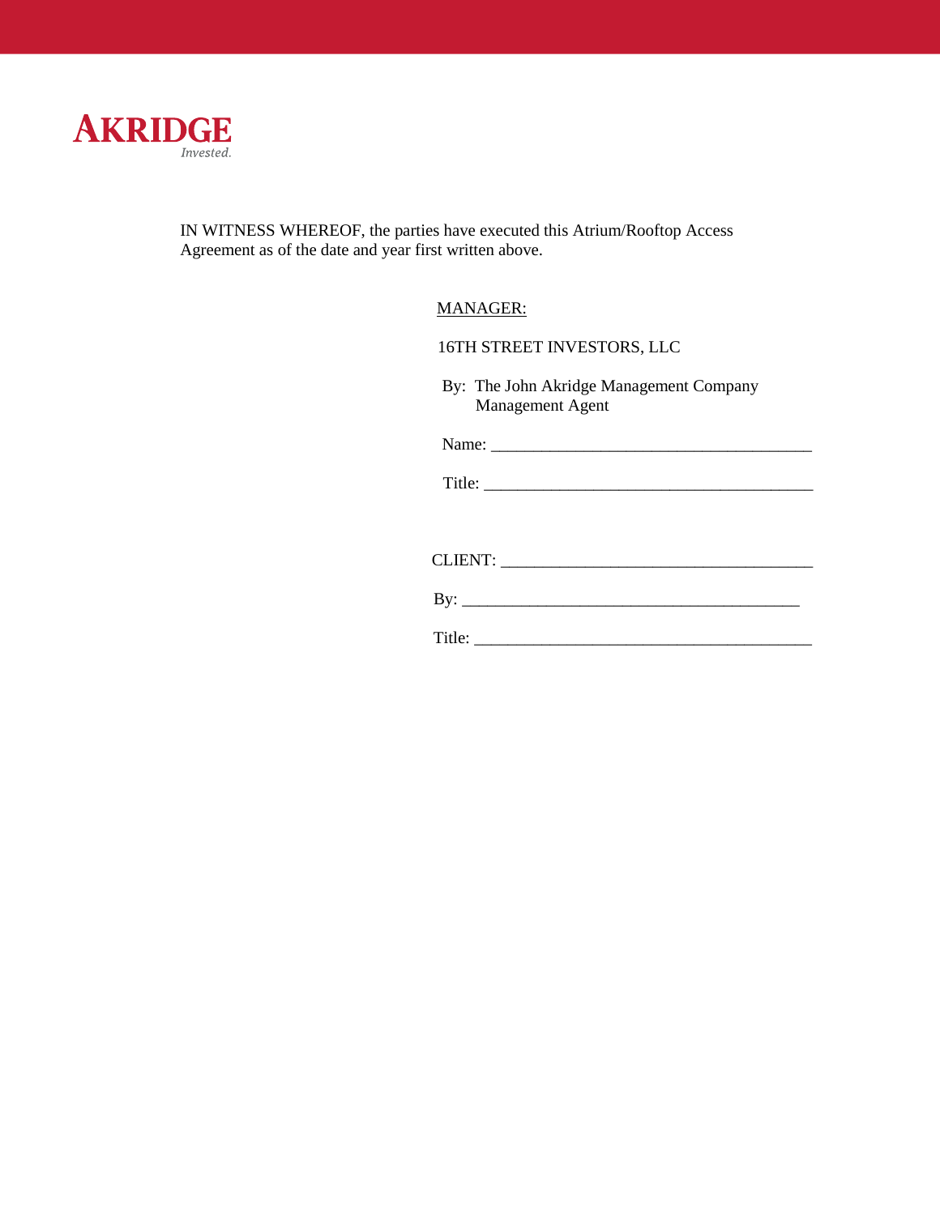AKRIDGE
*Invested.*

IN WITNESS WHEREOF, the parties have executed this Atrium/Rooftop Access Agreement as of the date and year first written above.

MANAGER:

16TH STREET INVESTORS, LLC

By: The John Akridge Management Company
Management Agent

Name: ______________________________________

Title: _______________________________________

CLIENT: _____________________________________

By: _______________________________________

Title: _______________________________________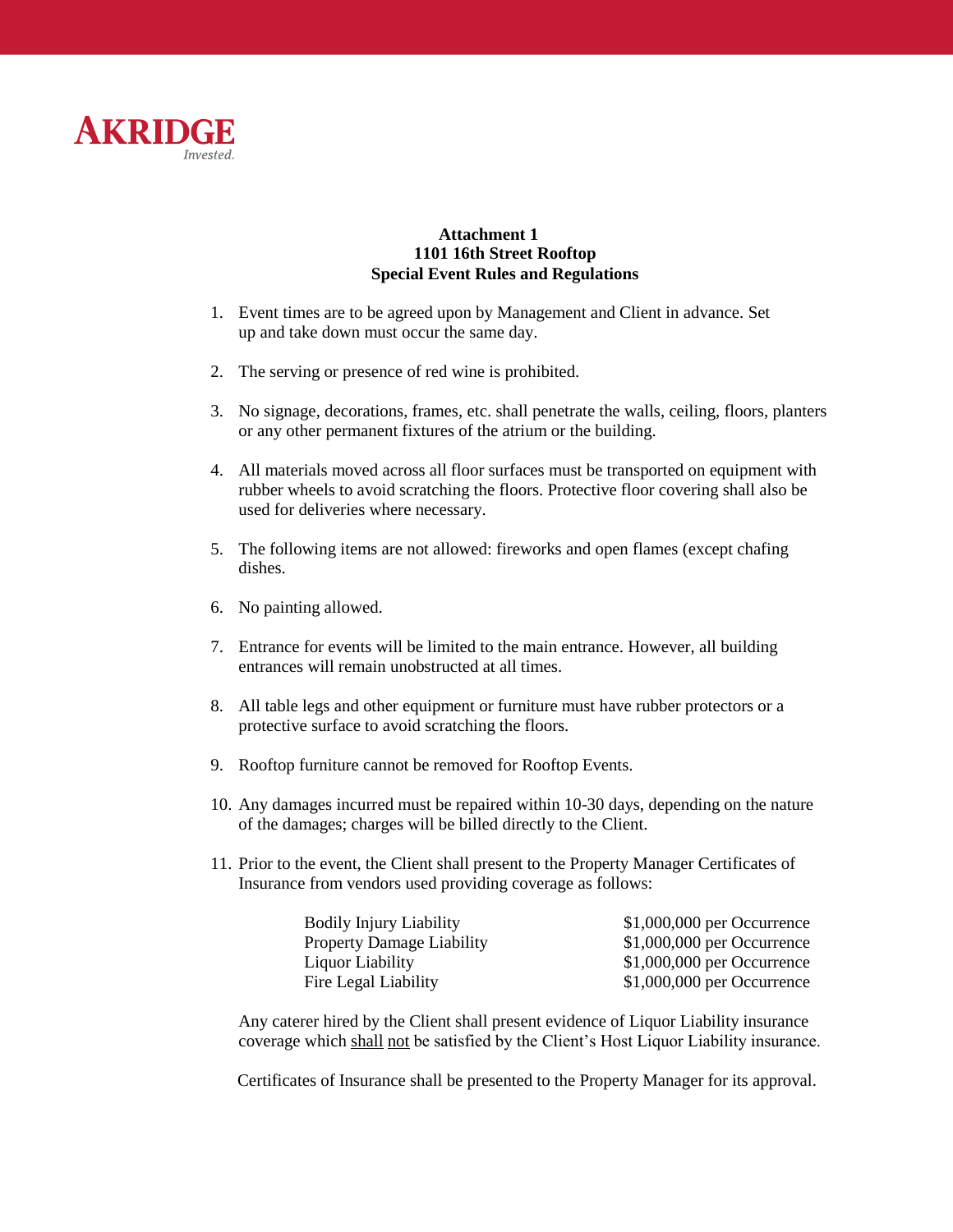**AKRIDGE**
*Invested.*

**Attachment 1**
**1101 16th Street Rooftop**
**Special Event Rules and Regulations**

1. Event times are to be agreed upon by Management and Client in advance. Set up and take down must occur the same day.

2. The serving or presence of red wine is prohibited.

3. No signage, decorations, frames, etc. shall penetrate the walls, ceiling, floors, planters or any other permanent fixtures of the atrium or the building.

4. All materials moved across all floor surfaces must be transported on equipment with rubber wheels to avoid scratching the floors. Protective floor covering shall also be used for deliveries where necessary.

5. The following items are not allowed: fireworks and open flames (except chafing dishes.

6. No painting allowed.

7. Entrance for events will be limited to the main entrance. However, all building entrances will remain unobstructed at all times.

8. All table legs and other equipment or furniture must have rubber protectors or a protective surface to avoid scratching the floors.

9. Rooftop furniture cannot be removed for Rooftop Events.

10. Any damages incurred must be repaired within 10-30 days, depending on the nature of the damages; charges will be billed directly to the Client.

11. Prior to the event, the Client shall present to the Property Manager Certificates of Insurance from vendors used providing coverage as follows:

| | |
|---|---|
| Bodily Injury Liability | $1,000,000 per Occurrence |
| Property Damage Liability | $1,000,000 per Occurrence |
| Liquor Liability | $1,000,000 per Occurrence |
| Fire Legal Liability | $1,000,000 per Occurrence |

Any caterer hired by the Client shall present evidence of Liquor Liability insurance coverage which <u>shall</u> <u>not</u> be satisfied by the Client's Host Liquor Liability insurance.

Certificates of Insurance shall be presented to the Property Manager for its approval.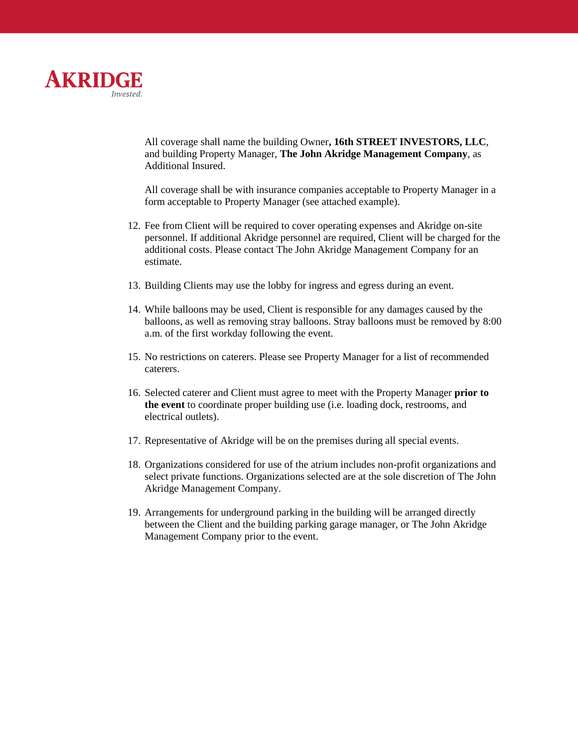All coverage shall name the building Owner**, 16th STREET INVESTORS, LLC**, and building Property Manager, **The John Akridge Management Company**, as Additional Insured.

All coverage shall be with insurance companies acceptable to Property Manager in a form acceptable to Property Manager (see attached example).

12. Fee from Client will be required to cover operating expenses and Akridge on-site personnel. If additional Akridge personnel are required, Client will be charged for the additional costs. Please contact The John Akridge Management Company for an estimate.

13. Building Clients may use the lobby for ingress and egress during an event.

14. While balloons may be used, Client is responsible for any damages caused by the balloons, as well as removing stray balloons. Stray balloons must be removed by 8:00 a.m. of the first workday following the event.

15. No restrictions on caterers. Please see Property Manager for a list of recommended caterers.

16. Selected caterer and Client must agree to meet with the Property Manager **prior to the event** to coordinate proper building use (i.e. loading dock, restrooms, and electrical outlets).

17. Representative of Akridge will be on the premises during all special events.

18. Organizations considered for use of the atrium includes non-profit organizations and select private functions. Organizations selected are at the sole discretion of The John Akridge Management Company.

19. Arrangements for underground parking in the building will be arranged directly between the Client and the building parking garage manager, or The John Akridge Management Company prior to the event.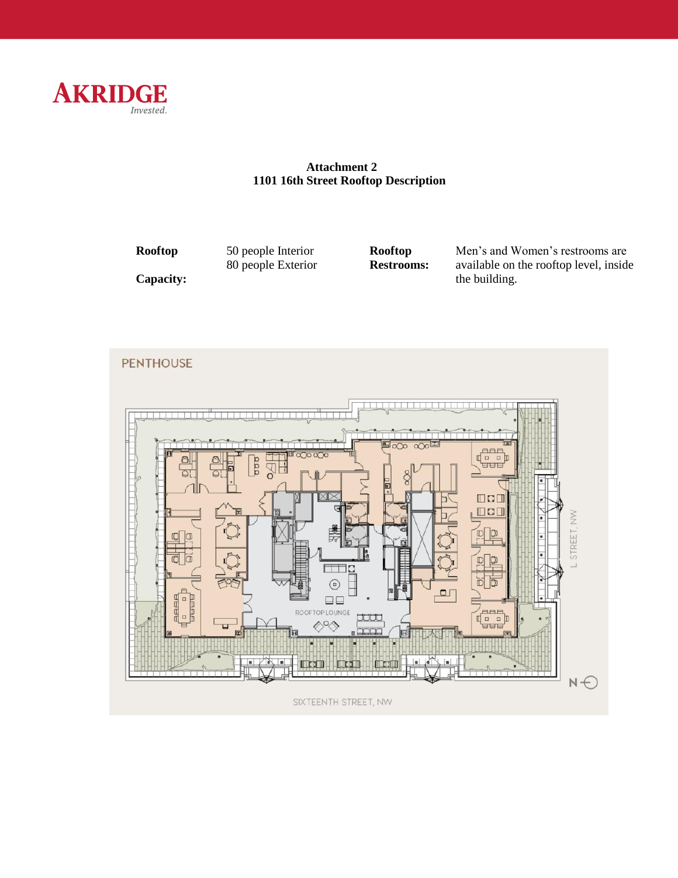AKRIDGE
*Invested.*

**Attachment 2**
**1101 16th Street Rooftop Description**

| | | | |
|---|---|---|---|
| **Rooftop Capacity:** | 50 people Interior<br>80 people Exterior | **Rooftop Restrooms:** | Men's and Women's restrooms are available on the rooftop level, inside the building. |

PENTHOUSE

ROOFTOP LOUNGE

L STREET, NW

SIXTEENTH STREET, NW

N